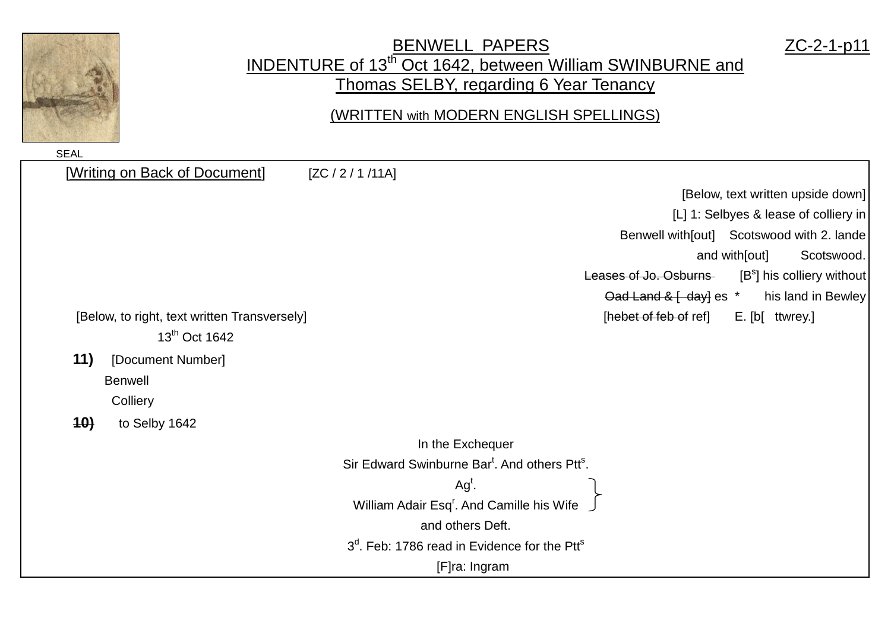# BENWELL PAPERS

ZC-2-1-p11

## INDENTURE of 13th Oct 1642, between William SWINBURNE and Thomas SELBY, regarding 6 Year Tenancy

(WRITTEN with MODERN ENGLISH SPELLINGS)

SEAL

[Writing on Back of Document] [ZC / 2 / 1 /11A]

[Below, text written upside down]

[L] 1: Selbyes & lease of colliery in
Benwell with[out] Scotswood with 2. lande
and with[out] Scotswood.
~~Leases of Jo. Osburns~~ [B^s] his colliery without
~~Oad Land & [ day]~~ es * his land in Bewley
[~~hebet of feb of~~ ref] E. [b[ ttwrey.]

[Below, to right, text written Transversely]

13th Oct 1642

**11)** [Document Number]
Benwell
Colliery

**~~10)~~** to Selby 1642

In the Exchequer
Sir Edward Swinburne Bar^t. And others Ptt^s.
Ag^t.
William Adair Esq^r. And Camille his Wife
and others Deft.
3^d. Feb: 1786 read in Evidence for the Ptt^s
[F]ra: Ingram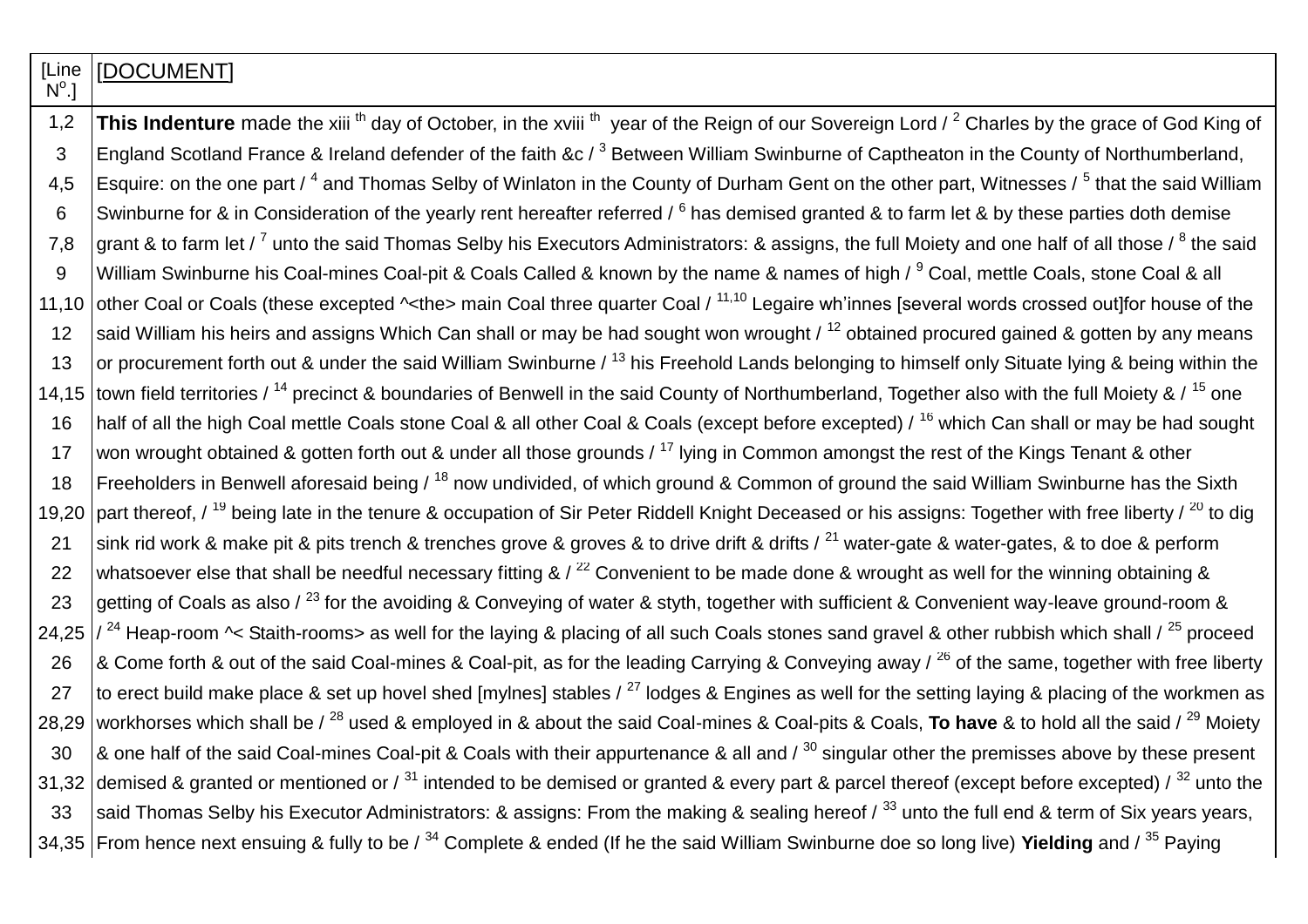| [Line Nº.] | [DOCUMENT] |
|---|---|
| 1,2 | **This Indenture** made the xiii th day of October, in the xviii th year of the Reign of our Sovereign Lord / [2] Charles by the grace of God King of |
| 3 | England Scotland France & Ireland defender of the faith &c / [3] Between William Swinburne of Captheaton in the County of Northumberland, |
| 4,5 | Esquire: on the one part / [4] and Thomas Selby of Winlaton in the County of Durham Gent on the other part, Witnesses / [5] that the said William |
| 6 | Swinburne for & in Consideration of the yearly rent hereafter referred / [6] has demised granted & to farm let & by these parties doth demise |
| 7,8 | grant & to farm let / [7] unto the said Thomas Selby his Executors Administrators: & assigns, the full Moiety and one half of all those / [8] the said |
| 9 | William Swinburne his Coal-mines Coal-pit & Coals Called & known by the name & names of high / [9] Coal, mettle Coals, stone Coal & all |
| 11,10 | other Coal or Coals (these excepted ^<the> main Coal three quarter Coal / [11,10] Legaire wh'innes [several words crossed out]for house of the |
| 12 | said William his heirs and assigns Which Can shall or may be had sought won wrought / [12] obtained procured gained & gotten by any means |
| 13 | or procurement forth out & under the said William Swinburne / [13] his Freehold Lands belonging to himself only Situate lying & being within the |
| 14,15 | town field territories / [14] precinct & boundaries of Benwell in the said County of Northumberland, Together also with the full Moiety & / [15] one |
| 16 | half of all the high Coal mettle Coals stone Coal & all other Coal & Coals (except before excepted) / [16] which Can shall or may be had sought |
| 17 | won wrought obtained & gotten forth out & under all those grounds / [17] lying in Common amongst the rest of the Kings Tenant & other |
| 18 | Freeholders in Benwell aforesaid being / [18] now undivided, of which ground & Common of ground the said William Swinburne has the Sixth |
| 19,20 | part thereof, / [19] being late in the tenure & occupation of Sir Peter Riddell Knight Deceased or his assigns: Together with free liberty / [20] to dig |
| 21 | sink rid work & make pit & pits trench & trenches grove & groves & to drive drift & drifts / [21] water-gate & water-gates, & to doe & perform |
| 22 | whatsoever else that shall be needful necessary fitting & / [22] Convenient to be made done & wrought as well for the winning obtaining & |
| 23 | getting of Coals as also / [23] for the avoiding & Conveying of water & styth, together with sufficient & Convenient way-leave ground-room & |
| 24,25 | / [24] Heap-room ^< Staith-rooms> as well for the laying & placing of all such Coals stones sand gravel & other rubbish which shall / [25] proceed |
| 26 | & Come forth & out of the said Coal-mines & Coal-pit, as for the leading Carrying & Conveying away / [26] of the same, together with free liberty |
| 27 | to erect build make place & set up hovel shed [mylnes] stables / [27] lodges & Engines as well for the setting laying & placing of the workmen as |
| 28,29 | workhorses which shall be / [28] used & employed in & about the said Coal-mines & Coal-pits & Coals, **To have** & to hold all the said / [29] Moiety |
| 30 | & one half of the said Coal-mines Coal-pit & Coals with their appurtenance & all and / [30] singular other the premisses above by these present |
| 31,32 | demised & granted or mentioned or / [31] intended to be demised or granted & every part & parcel thereof (except before excepted) / [32] unto the |
| 33 | said Thomas Selby his Executor Administrators: & assigns: From the making & sealing hereof / [33] unto the full end & term of Six years years, |
| 34,35 | From hence next ensuing & fully to be / [34] Complete & ended (If he the said William Swinburne doe so long live) **Yielding** and / [35] Paying |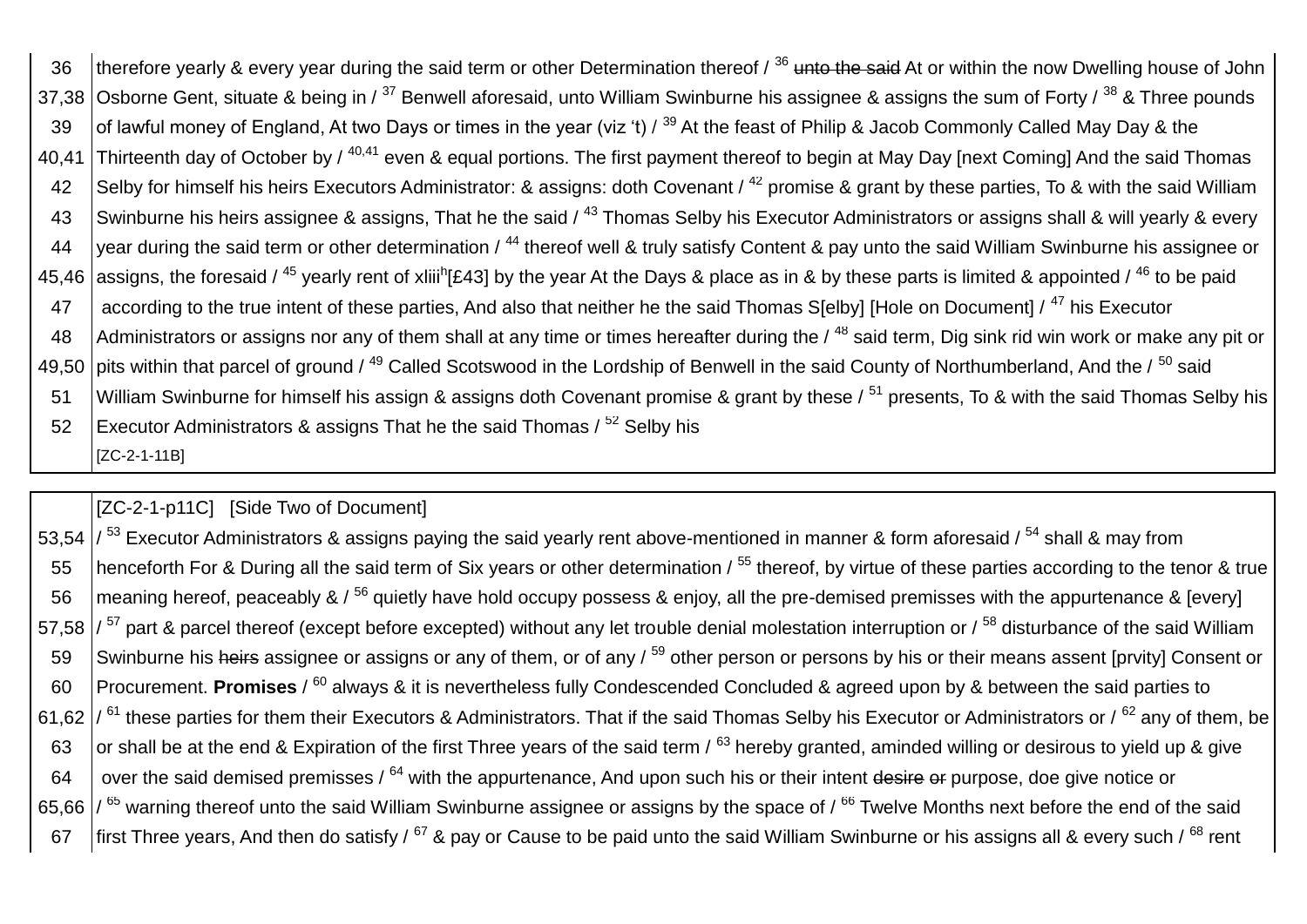| | |
|---|---|
| 36 | therefore yearly & every year during the said term or other Determination thereof / [36] ~~unto the said~~ At or within the now Dwelling house of John |
| 37,38 | Osborne Gent, situate & being in / [37] Benwell aforesaid, unto William Swinburne his assignee & assigns the sum of Forty / [38] & Three pounds |
| 39 | of lawful money of England, At two Days or times in the year (viz 't) / [39] At the feast of Philip & Jacob Commonly Called May Day & the |
| 40,41 | Thirteenth day of October by / [40,41] even & equal portions. The first payment thereof to begin at May Day [next Coming] And the said Thomas |
| 42 | Selby for himself his heirs Executors Administrator: & assigns: doth Covenant / [42] promise & grant by these parties, To & with the said William |
| 43 | Swinburne his heirs assignee & assigns, That he the said / [43] Thomas Selby his Executor Administrators or assigns shall & will yearly & every |
| 44 | year during the said term or other determination / [44] thereof well & truly satisfy Content & pay unto the said William Swinburne his assignee or |
| 45,46 | assigns, the foresaid / [45] yearly rent of xliii[h][£43] by the year At the Days & place as in & by these parts is limited & appointed / [46] to be paid |
| 47 | according to the true intent of these parties, And also that neither he the said Thomas S[elby] [Hole on Document] / [47] his Executor |
| 48 | Administrators or assigns nor any of them shall at any time or times hereafter during the / [48] said term, Dig sink rid win work or make any pit or |
| 49,50 | pits within that parcel of ground / [49] Called Scotswood in the Lordship of Benwell in the said County of Northumberland, And the / [50] said |
| 51 | William Swinburne for himself his assign & assigns doth Covenant promise & grant by these / [51] presents, To & with the said Thomas Selby his |
| 52 | Executor Administrators & assigns That he the said Thomas / [52] Selby his |
| | [ZC-2-1-11B] |

| | |
|---|---|
| | [ZC-2-1-p11C] [Side Two of Document] |
| 53,54 | / [53] Executor Administrators & assigns paying the said yearly rent above-mentioned in manner & form aforesaid / [54] shall & may from |
| 55 | henceforth For & During all the said term of Six years or other determination / [55] thereof, by virtue of these parties according to the tenor & true |
| 56 | meaning hereof, peaceably & / [56] quietly have hold occupy possess & enjoy, all the pre-demised premisses with the appurtenance & [every] |
| 57,58 | / [57] part & parcel thereof (except before excepted) without any let trouble denial molestation interruption or / [58] disturbance of the said William |
| 59 | Swinburne his ~~heirs~~ assignee or assigns or any of them, or of any / [59] other person or persons by his or their means assent [prvity] Consent or |
| 60 | Procurement. **Promises** / [60] always & it is nevertheless fully Condescended Concluded & agreed upon by & between the said parties to |
| 61,62 | / [61] these parties for them their Executors & Administrators. That if the said Thomas Selby his Executor or Administrators or / [62] any of them, be |
| 63 | or shall be at the end & Expiration of the first Three years of the said term / [63] hereby granted, aminded willing or desirous to yield up & give |
| 64 | over the said demised premisses / [64] with the appurtenance, And upon such his or their intent ~~desire or~~ purpose, doe give notice or |
| 65,66 | / [65] warning thereof unto the said William Swinburne assignee or assigns by the space of / [66] Twelve Months next before the end of the said |
| 67 | first Three years, And then do satisfy / [67] & pay or Cause to be paid unto the said William Swinburne or his assigns all & every such / [68] rent |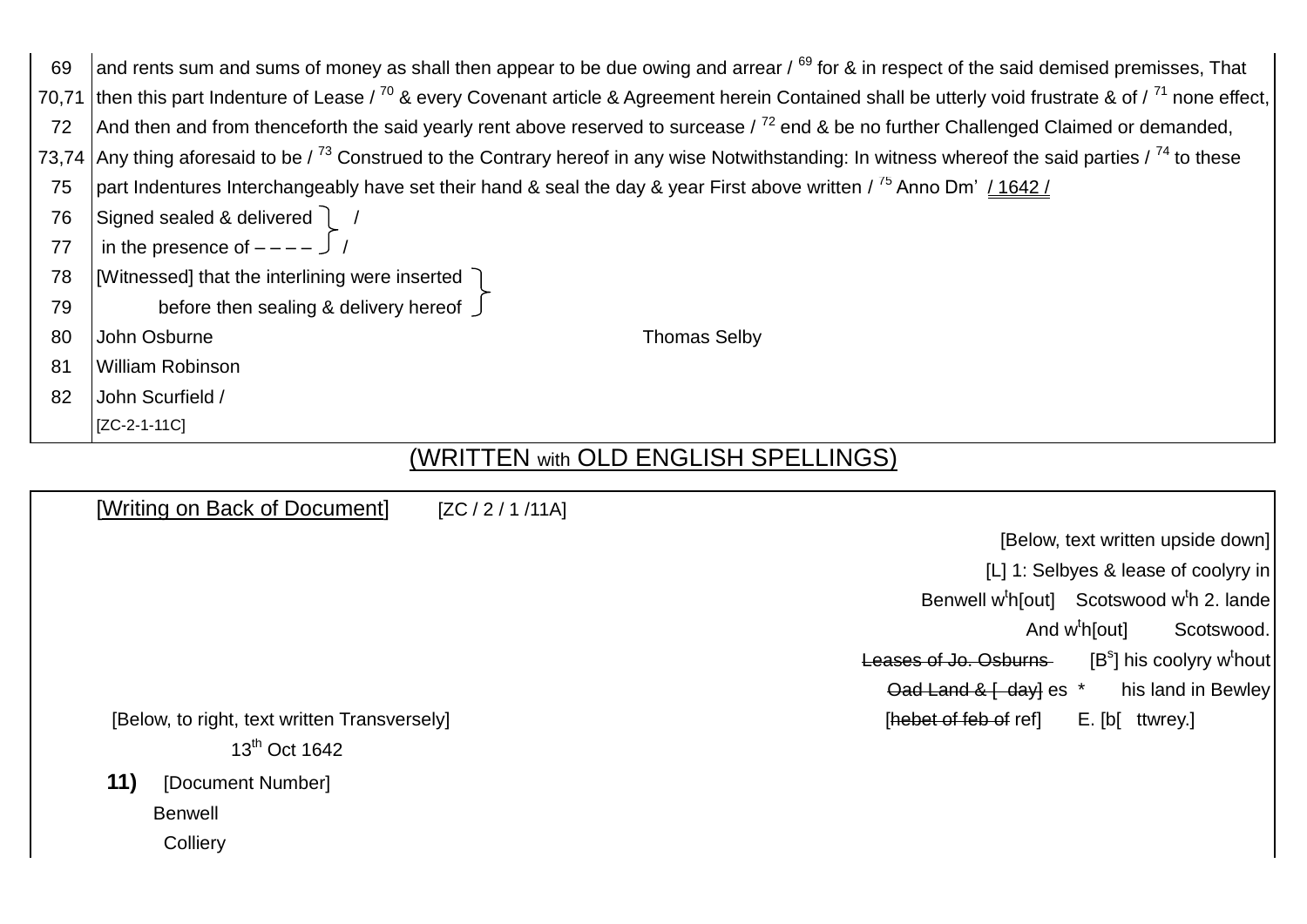| | |
|---|---|
| 69 | and rents sum and sums of money as shall then appear to be due owing and arrear / 69 for & in respect of the said demised premisses, That |
| 70,71 | then this part Indenture of Lease / 70 & every Covenant article & Agreement herein Contained shall be utterly void frustrate & of / 71 none effect, |
| 72 | And then and from thenceforth the said yearly rent above reserved to surcease / 72 end & be no further Challenged Claimed or demanded, |
| 73,74 | Any thing aforesaid to be / 73 Construed to the Contrary hereof in any wise Notwithstanding: In witness whereof the said parties / 74 to these |
| 75 | part Indentures Interchangeably have set their hand & seal the day & year First above written / 75 Anno Dm' / 1642 / |
| 76 | Signed sealed & delivered } / |
| 77 | in the presence of – – – – } / |
| 78 | [Witnessed] that the interlining were inserted } |
| 79 | before then sealing & delivery hereof } |
| 80 | John Osburne Thomas Selby |
| 81 | William Robinson |
| 82 | John Scurfield / |
| | [ZC-2-1-11C] |

(WRITTEN with OLD ENGLISH SPELLINGS)

[Writing on Back of Document] [ZC / 2 / 1 /11A]

[Below, text written upside down]

[L] 1: Selbyes & lease of coolyry in

Benwell w[t]h[out] Scotswood w[t]h 2. lande

And w[t]h[out] Scotswood.

~~Leases of Jo. Osburns~~ [B[s]] his coolyry w[t]hout

~~Oad Land & [ day]~~ es * his land in Bewley

[~~hebet of feb of~~ ref] E. [b[ ttwrey.]

[Below, to right, text written Transversely]

13[th] Oct 1642

**11)** [Document Number]

Benwell

Colliery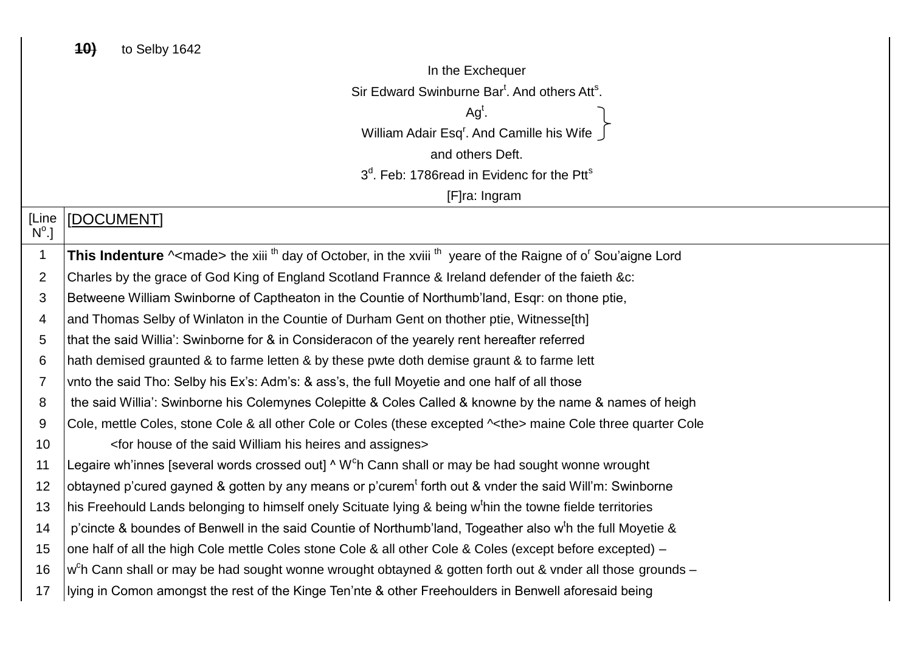~~10)~~ to Selby 1642

In the Exchequer

Sir Edward Swinburne Bar[t]. And others Att[s].

Ag[t].

William Adair Esq[r]. And Camille his Wife }

and others Deft.

3[d]. Feb: 1786read in Evidenc for the Ptt[s]

[F]ra: Ingram

| [Line N[o].] | [DOCUMENT] |
|---|---|
| 1 | **This Indenture** ^<made> the xiii [th] day of October, in the xviii [th] yeare of the Raigne of o[r] Sou'aigne Lord |
| 2 | Charles by the grace of God King of England Scotland Frannce & Ireland defender of the faieth &c: |
| 3 | Betweene William Swinborne of Captheaton in the Countie of Northumb'land, Esqr: on thone ptie, |
| 4 | and Thomas Selby of Winlaton in the Countie of Durham Gent on thother ptie, Witnesse[th] |
| 5 | that the said Willia': Swinborne for & in Consideracon of the yearely rent hereafter referred |
| 6 | hath demised graunted & to farme letten & by these pwte doth demise graunt & to farme lett |
| 7 | vnto the said Tho: Selby his Ex's: Adm's: & ass's, the full Moyetie and one half of all those |
| 8 | the said Willia': Swinborne his Colemynes Colepitte & Coles Called & knowne by the name & names of heigh |
| 9 | Cole, mettle Coles, stone Cole & all other Cole or Coles (these excepted ^<the> maine Cole three quarter Cole |
| 10 | <for house of the said William his heires and assignes> |
| 11 | Legaire wh'innes [several words crossed out] ^ W[c]h Cann shall or may be had sought wonne wrought |
| 12 | obtayned p'cured gayned & gotten by any means or p'curem[t] forth out & vnder the said Will'm: Swinborne |
| 13 | his Freehould Lands belonging to himself onely Scituate lying & being w[t]hin the towne fielde territories |
| 14 | p'cincte & boundes of Benwell in the said Countie of Northumb'land, Togeather also w[t]h the full Moyetie & |
| 15 | one half of all the high Cole mettle Coles stone Cole & all other Cole & Coles (except before excepted) – |
| 16 | w[c]h Cann shall or may be had sought wonne wrought obtayned & gotten forth out & vnder all those grounds – |
| 17 | lying in Comon amongst the rest of the Kinge Ten'nte & other Freehoulders in Benwell aforesaid being |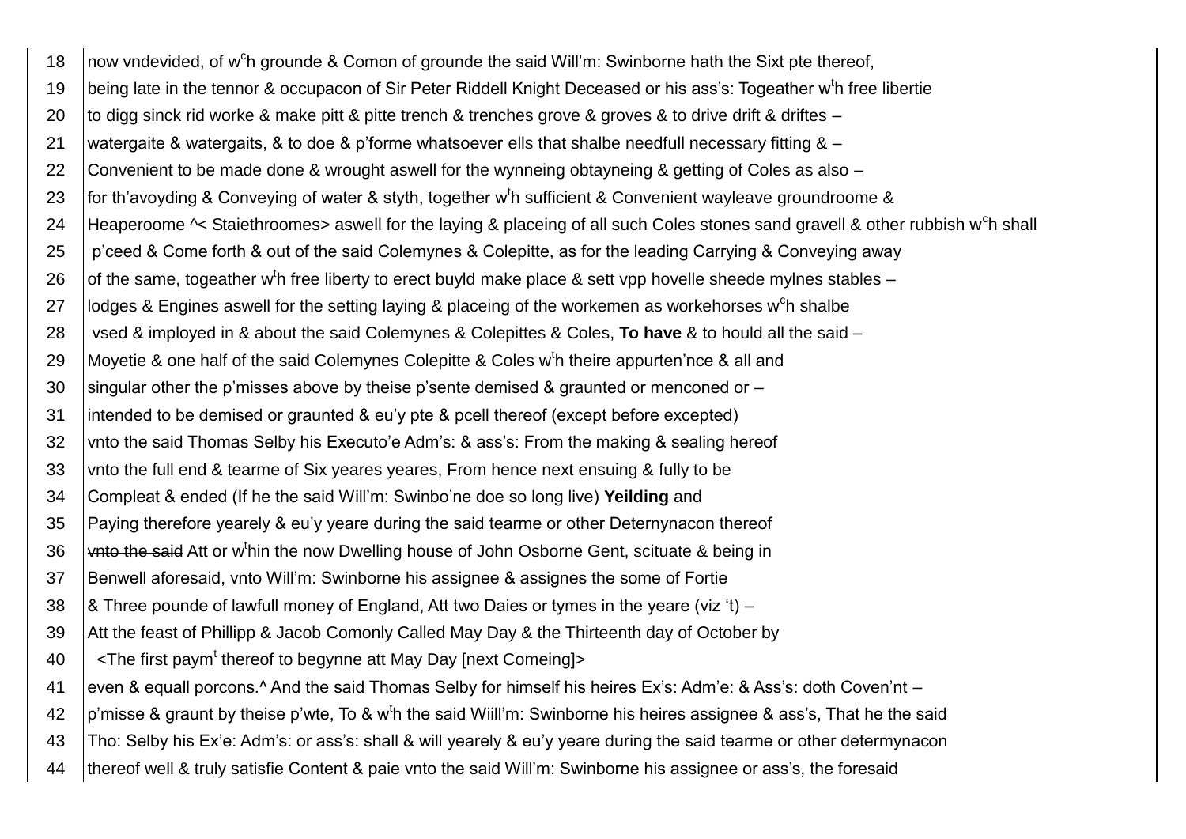18 now vndevided, of w^c^h grounde & Comon of grounde the said Will'm: Swinborne hath the Sixt pte thereof,

19 being late in the tennor & occupacon of Sir Peter Riddell Knight Deceased or his ass's: Togeather w^t^h free libertie

20 to digg sinck rid worke & make pitt & pitte trench & trenches grove & groves & to drive drift & driftes –

21 watergaite & watergaits, & to doe & p'forme whatsoever ells that shalbe needfull necessary fitting & –

22 Convenient to be made done & wrought aswell for the wynneing obtayneing & getting of Coles as also –

23 for th'avoyding & Conveying of water & styth, together w^t^h sufficient & Convenient wayleave groundroome &

24 Heaperoome ^< Staiethroomes> aswell for the laying & placeing of all such Coles stones sand gravell & other rubbish w^c^h shall

25 p'ceed & Come forth & out of the said Colemynes & Colepitte, as for the leading Carrying & Conveying away

26 of the same, togeather w^t^h free liberty to erect buyld make place & sett vpp hovelle sheede mylnes stables –

27 lodges & Engines aswell for the setting laying & placeing of the workemen as workehorses w^c^h shalbe

28 vsed & imployed in & about the said Colemynes & Colepittes & Coles, **To have** & to hould all the said –

29 Moyetie & one half of the said Colemynes Colepitte & Coles w^t^h theire appurten'nce & all and

30 singular other the p'misses above by theise p'sente demised & graunted or menconed or –

31 intended to be demised or graunted & eu'y pte & pcell thereof (except before excepted)

32 vnto the said Thomas Selby his Executo'e Adm's: & ass's: From the making & sealing hereof

33 vnto the full end & tearme of Six yeares yeares, From hence next ensuing & fully to be

34 Compleat & ended (If he the said Will'm: Swinbo'ne doe so long live) **Yeilding** and

35 Paying therefore yearely & eu'y yeare during the said tearme or other Deternynacon thereof

36 ~~vnto the said~~ Att or w^t^hin the now Dwelling house of John Osborne Gent, scituate & being in

37 Benwell aforesaid, vnto Will'm: Swinborne his assignee & assignes the some of Fortie

38 & Three pounde of lawfull money of England, Att two Daies or tymes in the yeare (viz 't) –

39 Att the feast of Phillipp & Jacob Comonly Called May Day & the Thirteenth day of October by

40 <The first paym^t^ thereof to begynne att May Day [next Comeing]>

41 even & equall porcons.^ And the said Thomas Selby for himself his heires Ex's: Adm'e: & Ass's: doth Coven'nt –

42 p'misse & graunt by theise p'wte, To & w^t^h the said Wiill'm: Swinborne his heires assignee & ass's, That he the said

43 Tho: Selby his Ex'e: Adm's: or ass's: shall & will yearely & eu'y yeare during the said tearme or other determynacon

44 thereof well & truly satisfie Content & paie vnto the said Will'm: Swinborne his assignee or ass's, the foresaid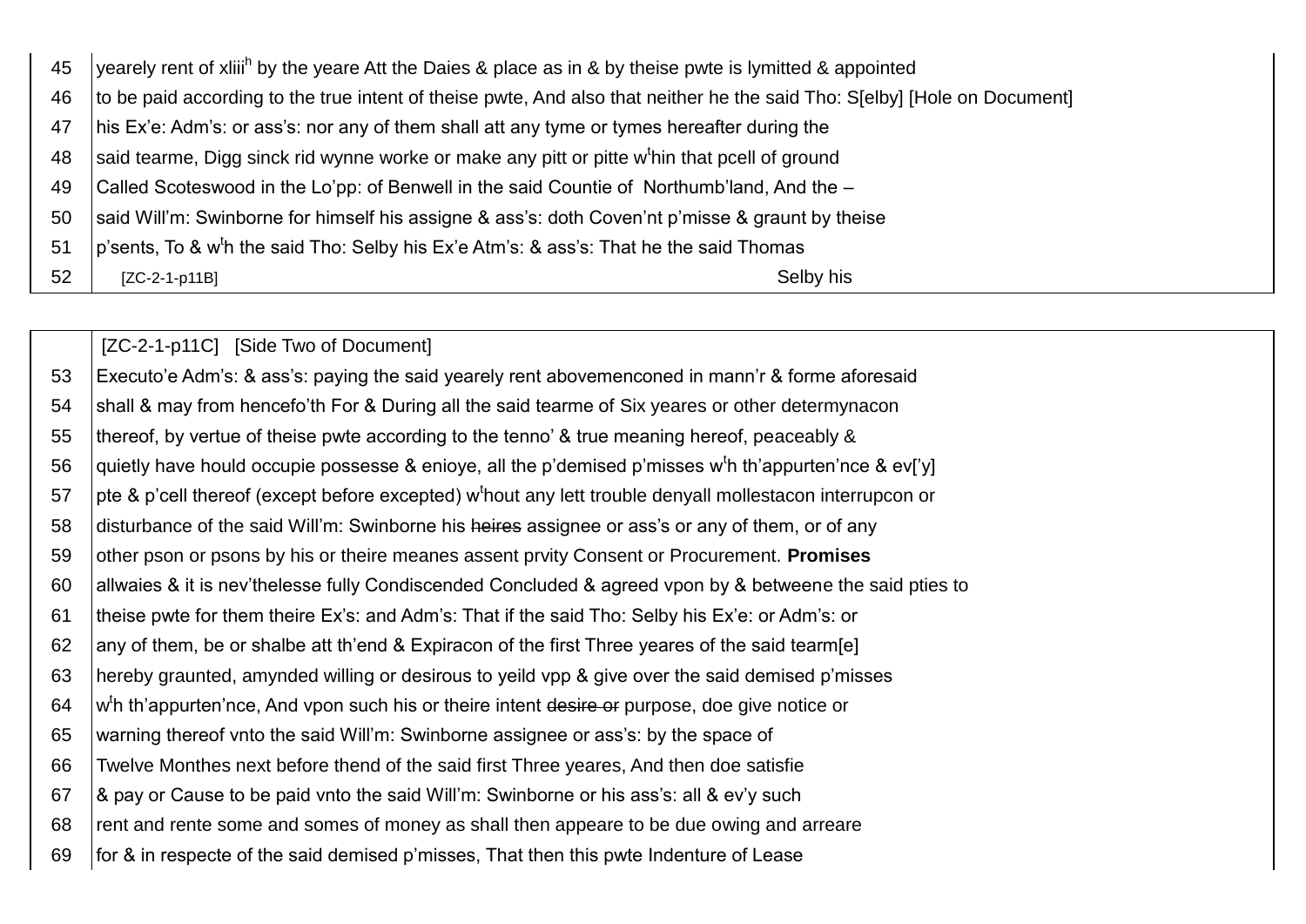45 yearely rent of xliii$^{h}$ by the yeare Att the Daies & place as in & by theise pwte is lymitted & appointed
46 to be paid according to the true intent of theise pwte, And also that neither he the said Tho: S[elby] [Hole on Document]
47 his Ex'e: Adm's: or ass's: nor any of them shall att any tyme or tymes hereafter during the
48 said tearme, Digg sinck rid wynne worke or make any pitt or pitte w$^{t}$hin that pcell of ground
49 Called Scoteswood in the Lo'pp: of Benwell in the said Countie of Northumb'land, And the –
50 said Will'm: Swinborne for himself his assigne & ass's: doth Coven'nt p'misse & graunt by theise
51 p'sents, To & w$^{t}$h the said Tho: Selby his Ex'e Atm's: & ass's: That he the said Thomas
52 [ZC-2-1-p11B] Selby his

[ZC-2-1-p11C] [Side Two of Document]
53 Executo'e Adm's: & ass's: paying the said yearely rent abovemenconed in mann'r & forme aforesaid
54 shall & may from hencefo'th For & During all the said tearme of Six yeares or other determynacon
55 thereof, by vertue of theise pwte according to the tenno' & true meaning hereof, peaceably &
56 quietly have hould occupie possesse & enioye, all the p'demised p'misses w$^{t}$h th'appurten'nce & ev['y]
57 pte & p'cell thereof (except before excepted) w$^{t}$hout any lett trouble denyall mollestacon interrupcon or
58 disturbance of the said Will'm: Swinborne his ~~heires~~ assignee or ass's or any of them, or of any
59 other pson or psons by his or theire meanes assent prvity Consent or Procurement. **Promises**
60 allwaies & it is nev'thelesse fully Condiscended Concluded & agreed vpon by & betweene the said pties to
61 theise pwte for them theire Ex's: and Adm's: That if the said Tho: Selby his Ex'e: or Adm's: or
62 any of them, be or shalbe att th'end & Expiracon of the first Three yeares of the said tearm[e]
63 hereby graunted, amynded willing or desirous to yeild vpp & give over the said demised p'misses
64 w$^{t}$h th'appurten'nce, And vpon such his or theire intent ~~desire or~~ purpose, doe give notice or
65 warning thereof vnto the said Will'm: Swinborne assignee or ass's: by the space of
66 Twelve Monthes next before thend of the said first Three yeares, And then doe satisfie
67 & pay or Cause to be paid vnto the said Will'm: Swinborne or his ass's: all & ev'y such
68 rent and rente some and somes of money as shall then appeare to be due owing and arreare
69 for & in respecte of the said demised p'misses, That then this pwte Indenture of Lease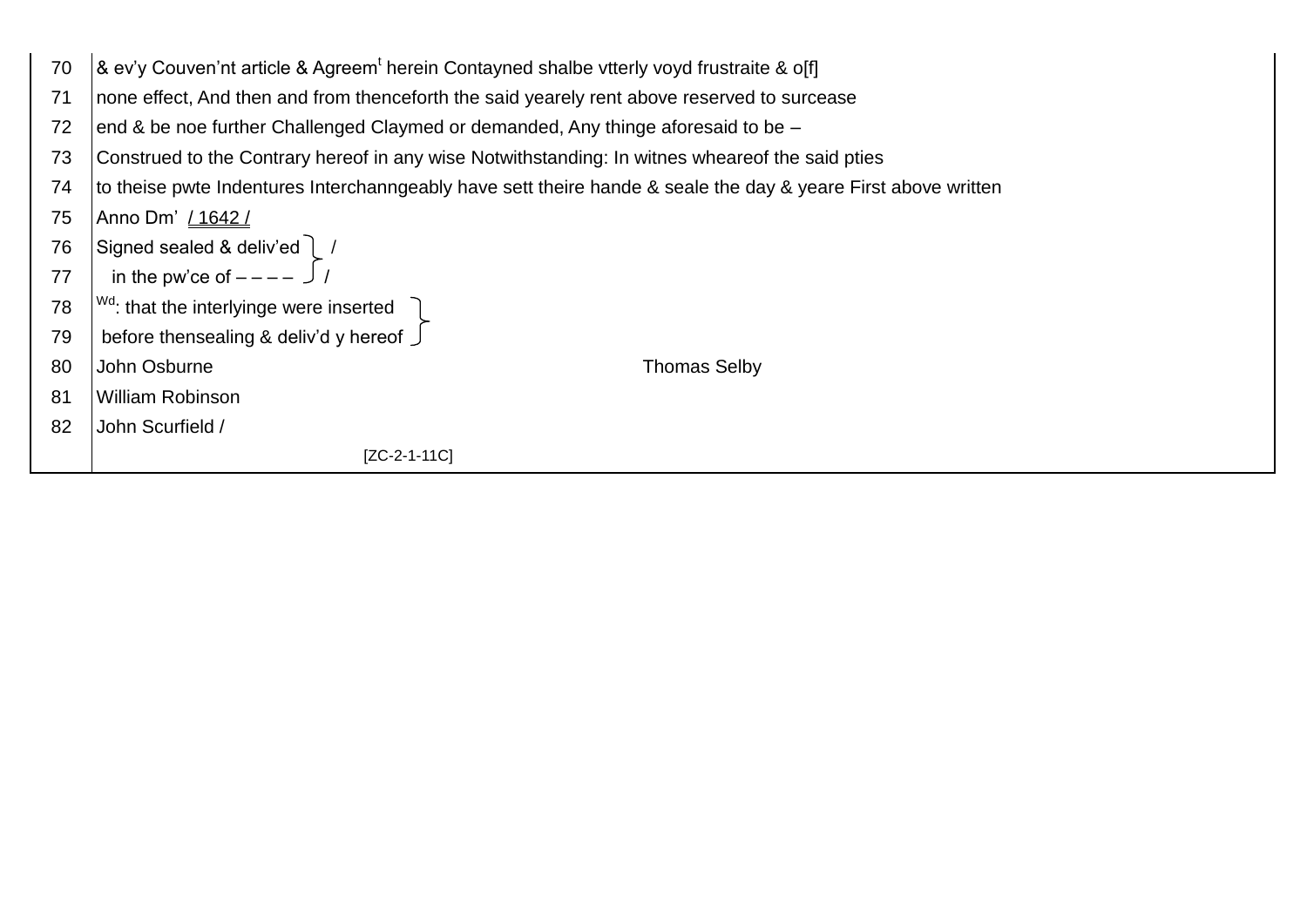| | |
|---|---|
| 70 | & ev'y Couven'nt article & Agreem[t] herein Contayned shalbe vtterly voyd frustraite & o[f] |
| 71 | none effect, And then and from thenceforth the said yearely rent above reserved to surcease |
| 72 | end & be noe further Challenged Claymed or demanded, Any thinge aforesaid to be – |
| 73 | Construed to the Contrary hereof in any wise Notwithstanding: In witnes wheareof the said pties |
| 74 | to theise pwte Indentures Interchanngeably have sett theire hande & seale the day & yeare First above written |
| 75 | Anno Dm' <u>/ 1642 /</u> |
| 76 | Signed sealed & deliv'ed } / |
| 77 | in the pw'ce of – – – – } / |
| 78 | [Wd]: that the interlyinge were inserted } |
| 79 | before thensealing & deliv'd y hereof } |
| 80 | John Osburne          Thomas Selby |
| 81 | William Robinson |
| 82 | John Scurfield / |
| | [ZC-2-1-11C] |